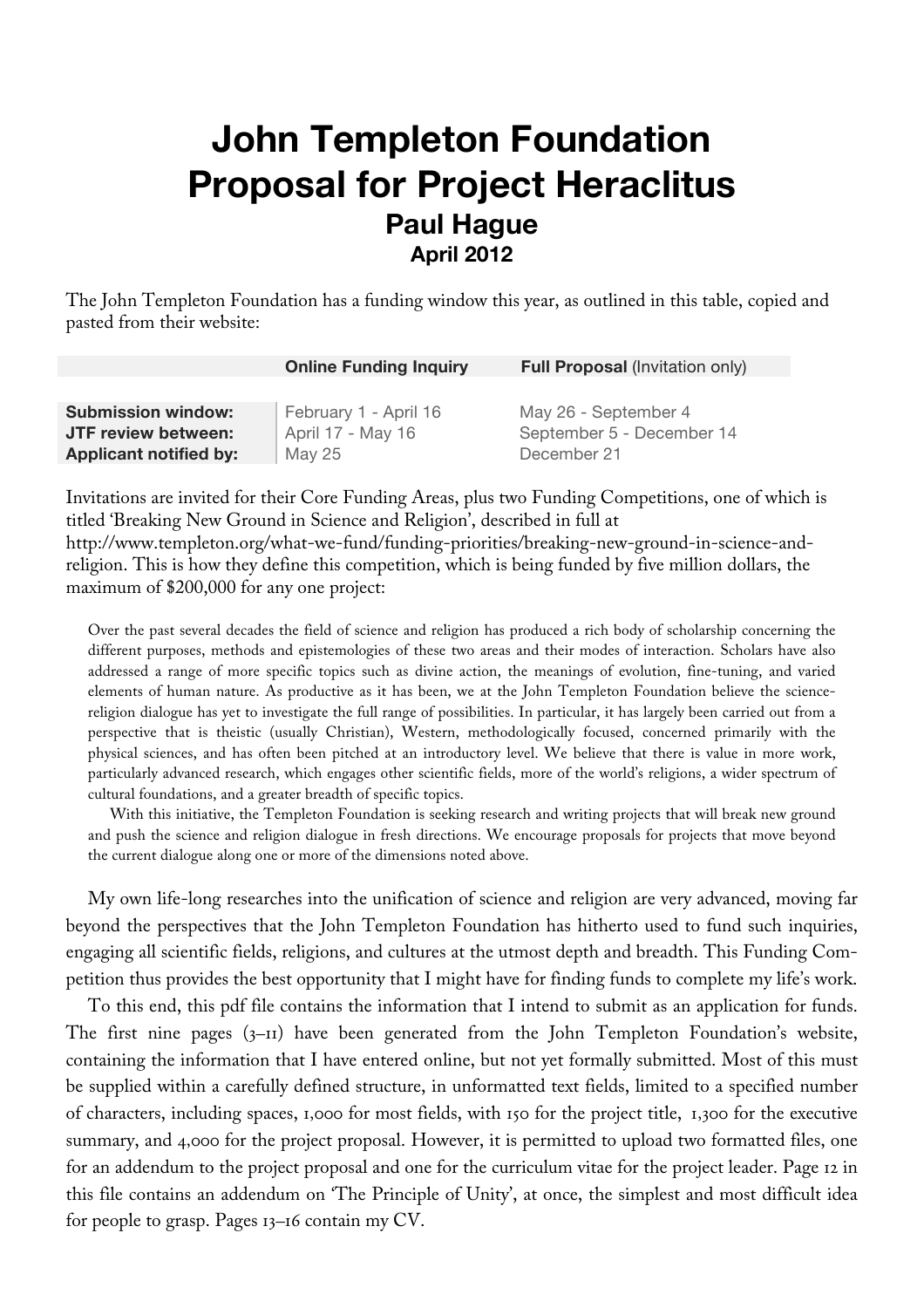# John Templeton Foundation
# Proposal for Project Heraclitus

### Paul Hague

#### April 2012

The John Templeton Foundation has a funding window this year, as outlined in this table, copied and pasted from their website:

| | **Online Funding Inquiry** | **Full Proposal** (Invitation only) |
|---|---|---|
| **Submission window:** | February 1 - April 16 | May 26 - September 4 |
| **JTF review between:** | April 17 - May 16 | September 5 - December 14 |
| **Applicant notified by:** | May 25 | December 21 |

Invitations are invited for their Core Funding Areas, plus two Funding Competitions, one of which is titled 'Breaking New Ground in Science and Religion', described in full at http://www.templeton.org/what-we-fund/funding-priorities/breaking-new-ground-in-science-and-religion. This is how they define this competition, which is being funded by five million dollars, the maximum of $200,000 for any one project:

> Over the past several decades the field of science and religion has produced a rich body of scholarship concerning the different purposes, methods and epistemologies of these two areas and their modes of interaction. Scholars have also addressed a range of more specific topics such as divine action, the meanings of evolution, fine-tuning, and varied elements of human nature. As productive as it has been, we at the John Templeton Foundation believe the science-religion dialogue has yet to investigate the full range of possibilities. In particular, it has largely been carried out from a perspective that is theistic (usually Christian), Western, methodologically focused, concerned primarily with the physical sciences, and has often been pitched at an introductory level. We believe that there is value in more work, particularly advanced research, which engages other scientific fields, more of the world's religions, a wider spectrum of cultural foundations, and a greater breadth of specific topics.
>
> With this initiative, the Templeton Foundation is seeking research and writing projects that will break new ground and push the science and religion dialogue in fresh directions. We encourage proposals for projects that move beyond the current dialogue along one or more of the dimensions noted above.

My own life-long researches into the unification of science and religion are very advanced, moving far beyond the perspectives that the John Templeton Foundation has hitherto used to fund such inquiries, engaging all scientific fields, religions, and cultures at the utmost depth and breadth. This Funding Competition thus provides the best opportunity that I might have for finding funds to complete my life's work.

To this end, this pdf file contains the information that I intend to submit as an application for funds. The first nine pages (3–11) have been generated from the John Templeton Foundation's website, containing the information that I have entered online, but not yet formally submitted. Most of this must be supplied within a carefully defined structure, in unformatted text fields, limited to a specified number of characters, including spaces, 1,000 for most fields, with 150 for the project title, 1,300 for the executive summary, and 4,000 for the project proposal. However, it is permitted to upload two formatted files, one for an addendum to the project proposal and one for the curriculum vitae for the project leader. Page 12 in this file contains an addendum on 'The Principle of Unity', at once, the simplest and most difficult idea for people to grasp. Pages 13–16 contain my CV.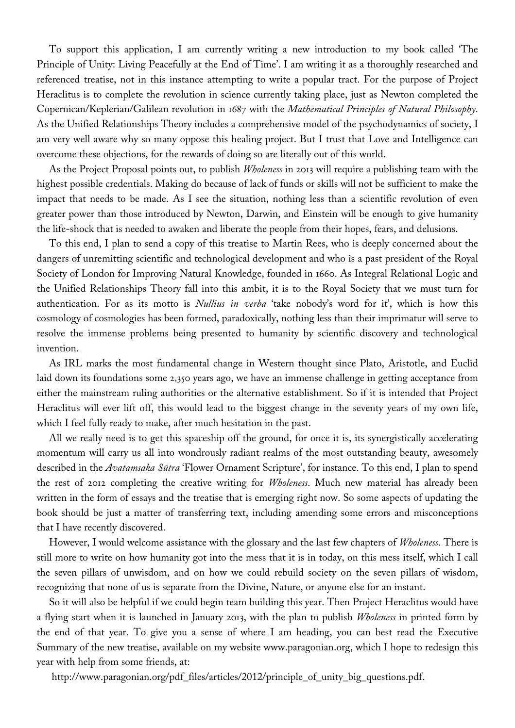To support this application, I am currently writing a new introduction to my book called 'The Principle of Unity: Living Peacefully at the End of Time'. I am writing it as a thoroughly researched and referenced treatise, not in this instance attempting to write a popular tract. For the purpose of Project Heraclitus is to complete the revolution in science currently taking place, just as Newton completed the Copernican/Keplerian/Galilean revolution in 1687 with the *Mathematical Principles of Natural Philosophy*. As the Unified Relationships Theory includes a comprehensive model of the psychodynamics of society, I am very well aware why so many oppose this healing project. But I trust that Love and Intelligence can overcome these objections, for the rewards of doing so are literally out of this world.

As the Project Proposal points out, to publish *Wholeness* in 2013 will require a publishing team with the highest possible credentials. Making do because of lack of funds or skills will not be sufficient to make the impact that needs to be made. As I see the situation, nothing less than a scientific revolution of even greater power than those introduced by Newton, Darwin, and Einstein will be enough to give humanity the life-shock that is needed to awaken and liberate the people from their hopes, fears, and delusions.

To this end, I plan to send a copy of this treatise to Martin Rees, who is deeply concerned about the dangers of unremitting scientific and technological development and who is a past president of the Royal Society of London for Improving Natural Knowledge, founded in 1660. As Integral Relational Logic and the Unified Relationships Theory fall into this ambit, it is to the Royal Society that we must turn for authentication. For as its motto is *Nullius in verba* 'take nobody's word for it', which is how this cosmology of cosmologies has been formed, paradoxically, nothing less than their imprimatur will serve to resolve the immense problems being presented to humanity by scientific discovery and technological invention.

As IRL marks the most fundamental change in Western thought since Plato, Aristotle, and Euclid laid down its foundations some 2,350 years ago, we have an immense challenge in getting acceptance from either the mainstream ruling authorities or the alternative establishment. So if it is intended that Project Heraclitus will ever lift off, this would lead to the biggest change in the seventy years of my own life, which I feel fully ready to make, after much hesitation in the past.

All we really need is to get this spaceship off the ground, for once it is, its synergistically accelerating momentum will carry us all into wondrously radiant realms of the most outstanding beauty, awesomely described in the *Avatamsaka Sūtra* 'Flower Ornament Scripture', for instance. To this end, I plan to spend the rest of 2012 completing the creative writing for *Wholeness*. Much new material has already been written in the form of essays and the treatise that is emerging right now. So some aspects of updating the book should be just a matter of transferring text, including amending some errors and misconceptions that I have recently discovered.

However, I would welcome assistance with the glossary and the last few chapters of *Wholeness*. There is still more to write on how humanity got into the mess that it is in today, on this mess itself, which I call the seven pillars of unwisdom, and on how we could rebuild society on the seven pillars of wisdom, recognizing that none of us is separate from the Divine, Nature, or anyone else for an instant.

So it will also be helpful if we could begin team building this year. Then Project Heraclitus would have a flying start when it is launched in January 2013, with the plan to publish *Wholeness* in printed form by the end of that year. To give you a sense of where I am heading, you can best read the Executive Summary of the new treatise, available on my website www.paragonian.org, which I hope to redesign this year with help from some friends, at:

http://www.paragonian.org/pdf_files/articles/2012/principle_of_unity_big_questions.pdf.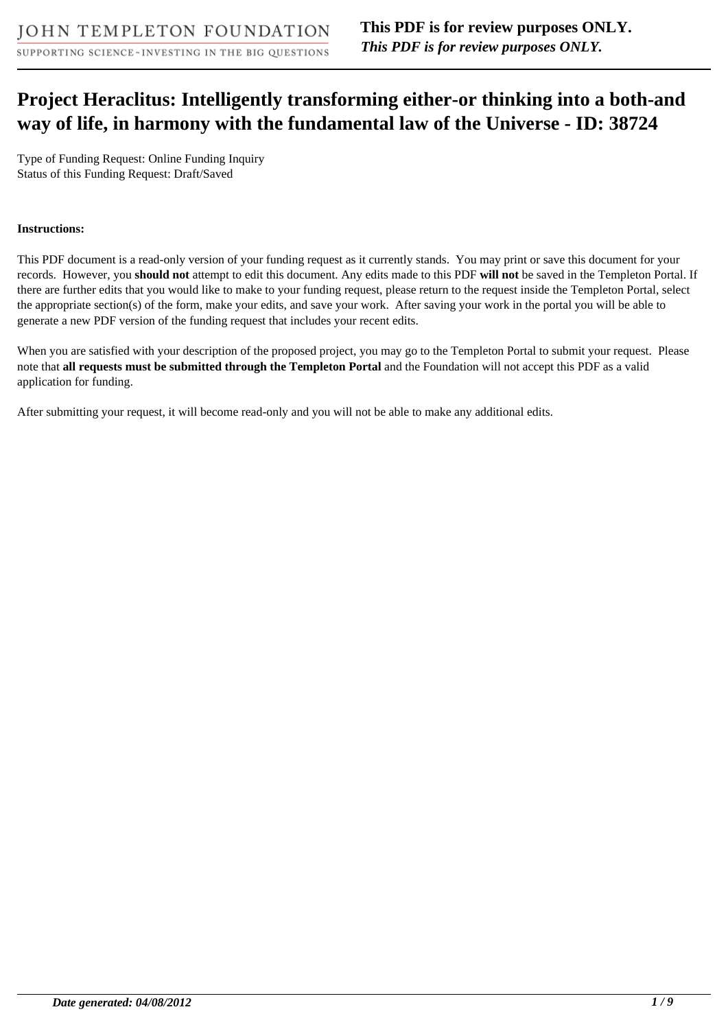# Project Heraclitus: Intelligently transforming either-or thinking into a both-and way of life, in harmony with the fundamental law of the Universe - ID: 38724

Type of Funding Request: Online Funding Inquiry
Status of this Funding Request: Draft/Saved

**Instructions:**

This PDF document is a read-only version of your funding request as it currently stands. You may print or save this document for your records. However, you **should not** attempt to edit this document. Any edits made to this PDF **will not** be saved in the Templeton Portal. If there are further edits that you would like to make to your funding request, please return to the request inside the Templeton Portal, select the appropriate section(s) of the form, make your edits, and save your work. After saving your work in the portal you will be able to generate a new PDF version of the funding request that includes your recent edits.

When you are satisfied with your description of the proposed project, you may go to the Templeton Portal to submit your request. Please note that **all requests must be submitted through the Templeton Portal** and the Foundation will not accept this PDF as a valid application for funding.

After submitting your request, it will become read-only and you will not be able to make any additional edits.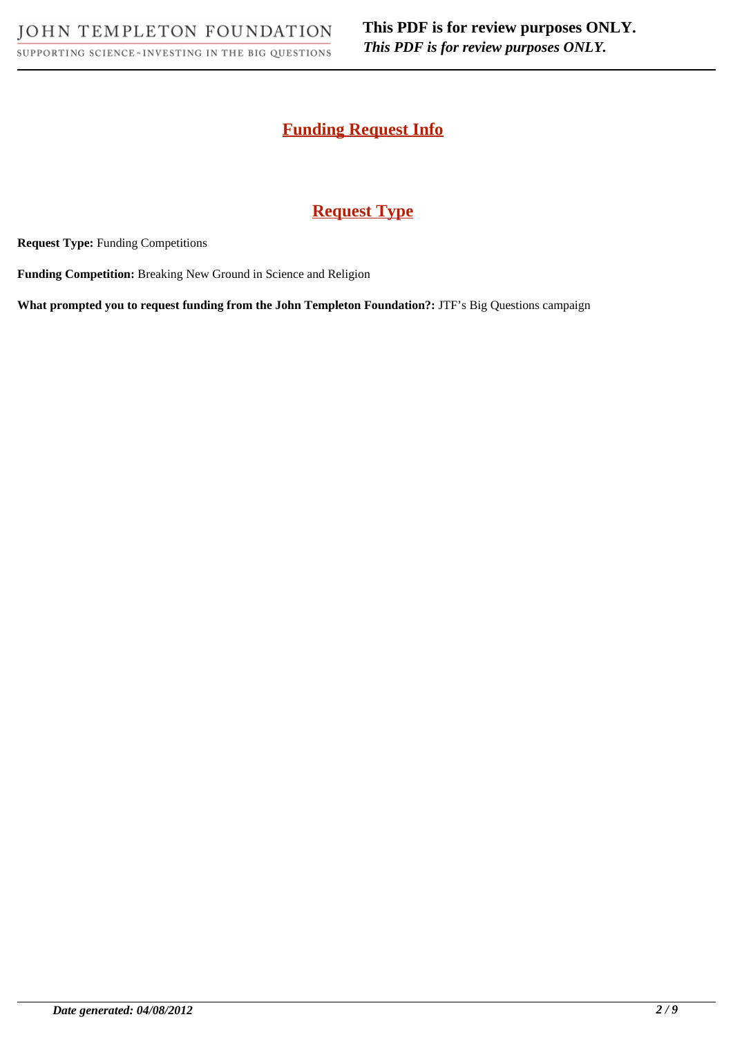## Funding Request Info

## Request Type

**Request Type:** Funding Competitions

**Funding Competition:** Breaking New Ground in Science and Religion

**What prompted you to request funding from the John Templeton Foundation?:** JTF's Big Questions campaign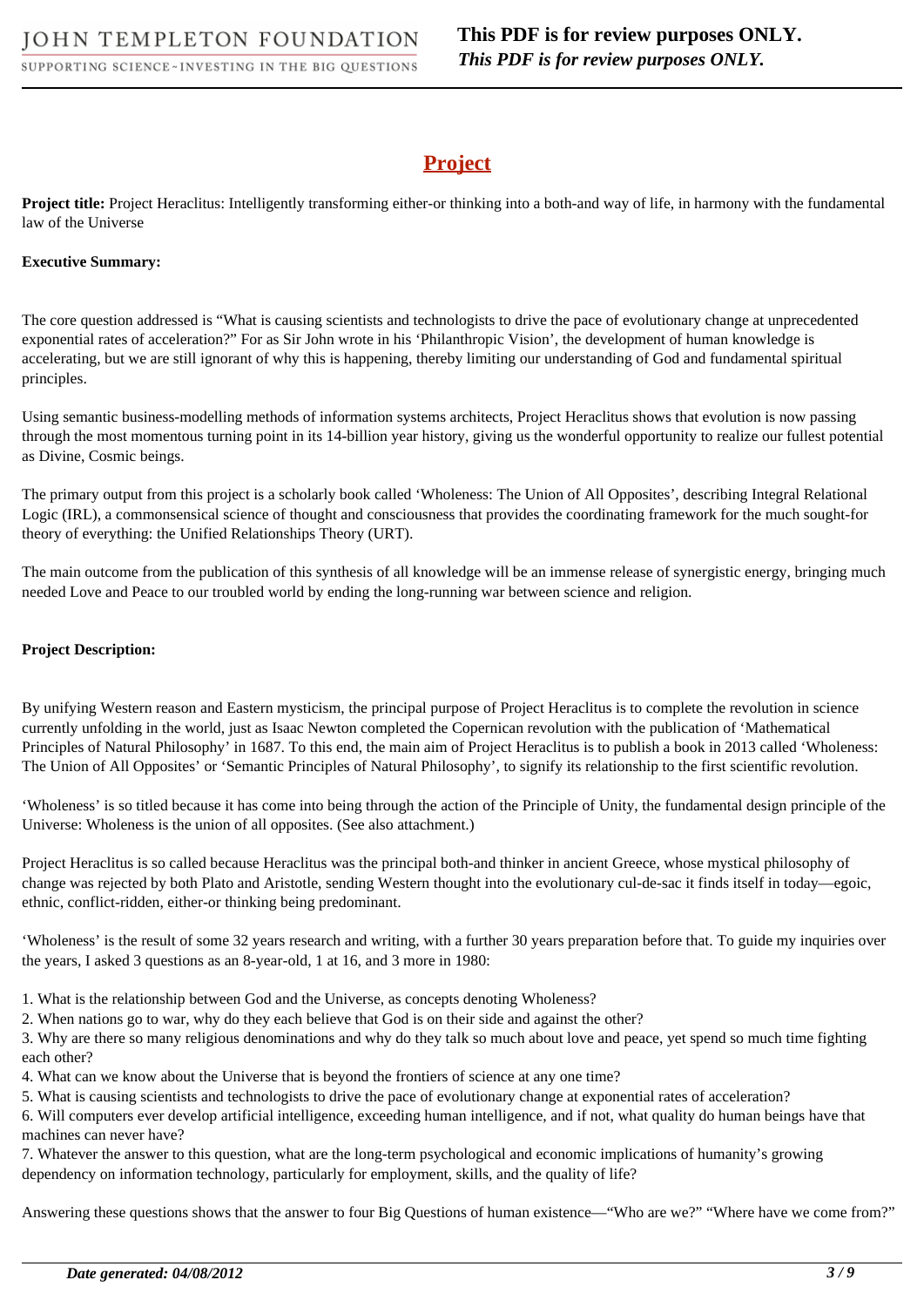## Project

**Project title:** Project Heraclitus: Intelligently transforming either-or thinking into a both-and way of life, in harmony with the fundamental law of the Universe

**Executive Summary:**

The core question addressed is "What is causing scientists and technologists to drive the pace of evolutionary change at unprecedented exponential rates of acceleration?" For as Sir John wrote in his 'Philanthropic Vision', the development of human knowledge is accelerating, but we are still ignorant of why this is happening, thereby limiting our understanding of God and fundamental spiritual principles.

Using semantic business-modelling methods of information systems architects, Project Heraclitus shows that evolution is now passing through the most momentous turning point in its 14-billion year history, giving us the wonderful opportunity to realize our fullest potential as Divine, Cosmic beings.

The primary output from this project is a scholarly book called 'Wholeness: The Union of All Opposites', describing Integral Relational Logic (IRL), a commonsensical science of thought and consciousness that provides the coordinating framework for the much sought-for theory of everything: the Unified Relationships Theory (URT).

The main outcome from the publication of this synthesis of all knowledge will be an immense release of synergistic energy, bringing much needed Love and Peace to our troubled world by ending the long-running war between science and religion.

**Project Description:**

By unifying Western reason and Eastern mysticism, the principal purpose of Project Heraclitus is to complete the revolution in science currently unfolding in the world, just as Isaac Newton completed the Copernican revolution with the publication of 'Mathematical Principles of Natural Philosophy' in 1687. To this end, the main aim of Project Heraclitus is to publish a book in 2013 called 'Wholeness: The Union of All Opposites' or 'Semantic Principles of Natural Philosophy', to signify its relationship to the first scientific revolution.

'Wholeness' is so titled because it has come into being through the action of the Principle of Unity, the fundamental design principle of the Universe: Wholeness is the union of all opposites. (See also attachment.)

Project Heraclitus is so called because Heraclitus was the principal both-and thinker in ancient Greece, whose mystical philosophy of change was rejected by both Plato and Aristotle, sending Western thought into the evolutionary cul-de-sac it finds itself in today—egoic, ethnic, conflict-ridden, either-or thinking being predominant.

'Wholeness' is the result of some 32 years research and writing, with a further 30 years preparation before that. To guide my inquiries over the years, I asked 3 questions as an 8-year-old, 1 at 16, and 3 more in 1980:

1. What is the relationship between God and the Universe, as concepts denoting Wholeness?
2. When nations go to war, why do they each believe that God is on their side and against the other?
3. Why are there so many religious denominations and why do they talk so much about love and peace, yet spend so much time fighting each other?
4. What can we know about the Universe that is beyond the frontiers of science at any one time?
5. What is causing scientists and technologists to drive the pace of evolutionary change at exponential rates of acceleration?
6. Will computers ever develop artificial intelligence, exceeding human intelligence, and if not, what quality do human beings have that machines can never have?
7. Whatever the answer to this question, what are the long-term psychological and economic implications of humanity's growing dependency on information technology, particularly for employment, skills, and the quality of life?

Answering these questions shows that the answer to four Big Questions of human existence—"Who are we?" "Where have we come from?"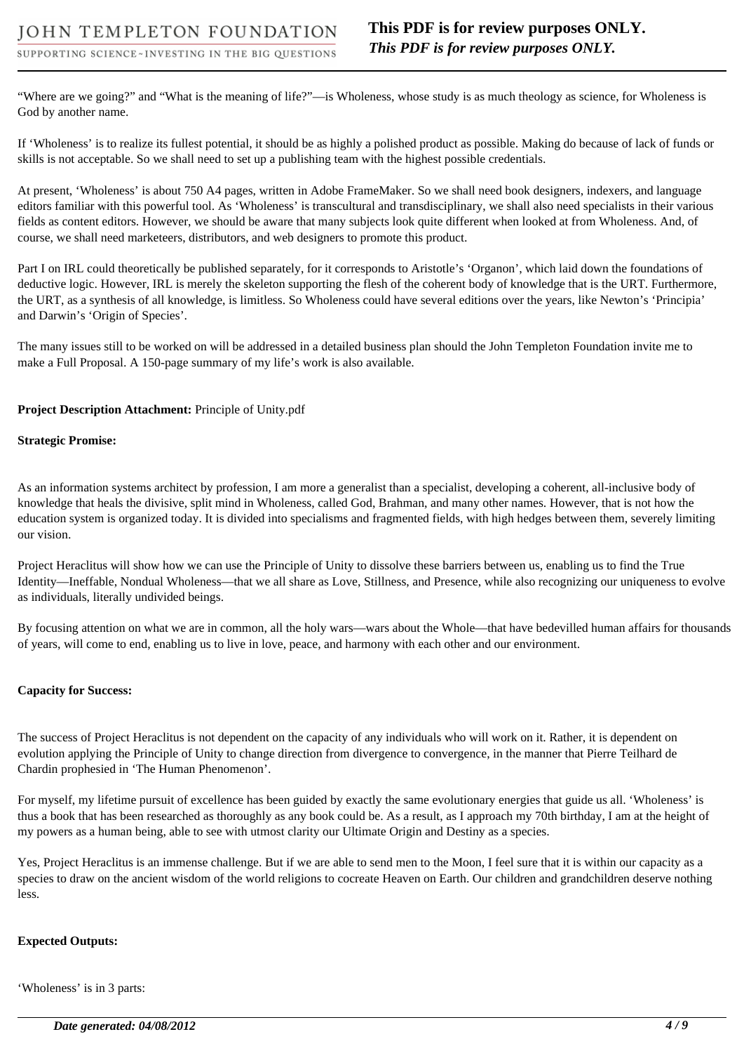"Where are we going?" and "What is the meaning of life?"—is Wholeness, whose study is as much theology as science, for Wholeness is God by another name.

If 'Wholeness' is to realize its fullest potential, it should be as highly a polished product as possible. Making do because of lack of funds or skills is not acceptable. So we shall need to set up a publishing team with the highest possible credentials.

At present, 'Wholeness' is about 750 A4 pages, written in Adobe FrameMaker. So we shall need book designers, indexers, and language editors familiar with this powerful tool. As 'Wholeness' is transcultural and transdisciplinary, we shall also need specialists in their various fields as content editors. However, we should be aware that many subjects look quite different when looked at from Wholeness. And, of course, we shall need marketeers, distributors, and web designers to promote this product.

Part I on IRL could theoretically be published separately, for it corresponds to Aristotle's 'Organon', which laid down the foundations of deductive logic. However, IRL is merely the skeleton supporting the flesh of the coherent body of knowledge that is the URT. Furthermore, the URT, as a synthesis of all knowledge, is limitless. So Wholeness could have several editions over the years, like Newton's 'Principia' and Darwin's 'Origin of Species'.

The many issues still to be worked on will be addressed in a detailed business plan should the John Templeton Foundation invite me to make a Full Proposal. A 150-page summary of my life's work is also available.

**Project Description Attachment:** Principle of Unity.pdf

**Strategic Promise:**

As an information systems architect by profession, I am more a generalist than a specialist, developing a coherent, all-inclusive body of knowledge that heals the divisive, split mind in Wholeness, called God, Brahman, and many other names. However, that is not how the education system is organized today. It is divided into specialisms and fragmented fields, with high hedges between them, severely limiting our vision.

Project Heraclitus will show how we can use the Principle of Unity to dissolve these barriers between us, enabling us to find the True Identity—Ineffable, Nondual Wholeness—that we all share as Love, Stillness, and Presence, while also recognizing our uniqueness to evolve as individuals, literally undivided beings.

By focusing attention on what we are in common, all the holy wars—wars about the Whole—that have bedevilled human affairs for thousands of years, will come to end, enabling us to live in love, peace, and harmony with each other and our environment.

**Capacity for Success:**

The success of Project Heraclitus is not dependent on the capacity of any individuals who will work on it. Rather, it is dependent on evolution applying the Principle of Unity to change direction from divergence to convergence, in the manner that Pierre Teilhard de Chardin prophesied in 'The Human Phenomenon'.

For myself, my lifetime pursuit of excellence has been guided by exactly the same evolutionary energies that guide us all. 'Wholeness' is thus a book that has been researched as thoroughly as any book could be. As a result, as I approach my 70th birthday, I am at the height of my powers as a human being, able to see with utmost clarity our Ultimate Origin and Destiny as a species.

Yes, Project Heraclitus is an immense challenge. But if we are able to send men to the Moon, I feel sure that it is within our capacity as a species to draw on the ancient wisdom of the world religions to cocreate Heaven on Earth. Our children and grandchildren deserve nothing less.

**Expected Outputs:**

'Wholeness' is in 3 parts: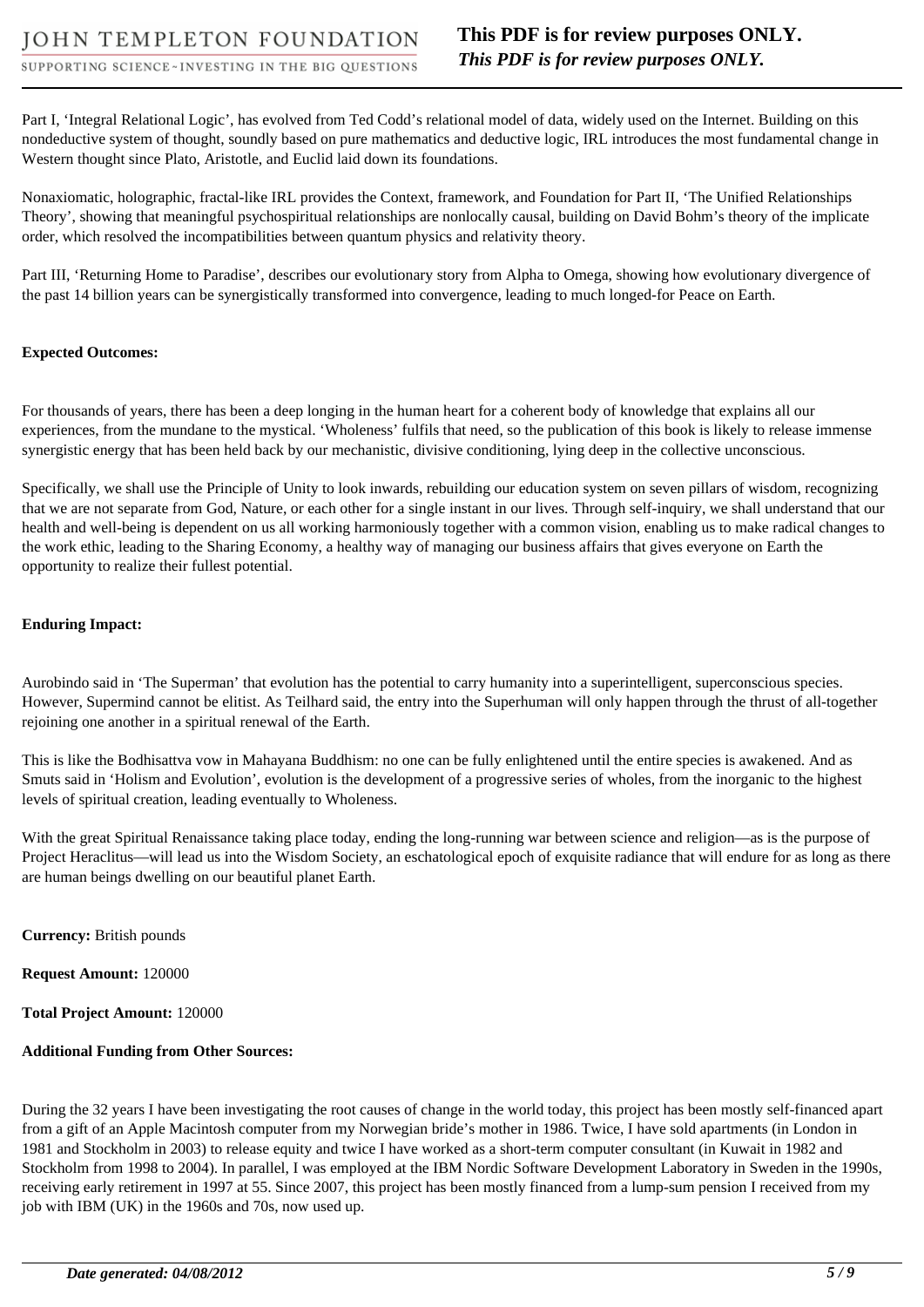Part I, 'Integral Relational Logic', has evolved from Ted Codd's relational model of data, widely used on the Internet. Building on this nondeductive system of thought, soundly based on pure mathematics and deductive logic, IRL introduces the most fundamental change in Western thought since Plato, Aristotle, and Euclid laid down its foundations.

Nonaxiomatic, holographic, fractal-like IRL provides the Context, framework, and Foundation for Part II, 'The Unified Relationships Theory', showing that meaningful psychospiritual relationships are nonlocally causal, building on David Bohm's theory of the implicate order, which resolved the incompatibilities between quantum physics and relativity theory.

Part III, 'Returning Home to Paradise', describes our evolutionary story from Alpha to Omega, showing how evolutionary divergence of the past 14 billion years can be synergistically transformed into convergence, leading to much longed-for Peace on Earth.

**Expected Outcomes:**

For thousands of years, there has been a deep longing in the human heart for a coherent body of knowledge that explains all our experiences, from the mundane to the mystical. 'Wholeness' fulfils that need, so the publication of this book is likely to release immense synergistic energy that has been held back by our mechanistic, divisive conditioning, lying deep in the collective unconscious.

Specifically, we shall use the Principle of Unity to look inwards, rebuilding our education system on seven pillars of wisdom, recognizing that we are not separate from God, Nature, or each other for a single instant in our lives. Through self-inquiry, we shall understand that our health and well-being is dependent on us all working harmoniously together with a common vision, enabling us to make radical changes to the work ethic, leading to the Sharing Economy, a healthy way of managing our business affairs that gives everyone on Earth the opportunity to realize their fullest potential.

**Enduring Impact:**

Aurobindo said in 'The Superman' that evolution has the potential to carry humanity into a superintelligent, superconscious species. However, Supermind cannot be elitist. As Teilhard said, the entry into the Superhuman will only happen through the thrust of all-together rejoining one another in a spiritual renewal of the Earth.

This is like the Bodhisattva vow in Mahayana Buddhism: no one can be fully enlightened until the entire species is awakened. And as Smuts said in 'Holism and Evolution', evolution is the development of a progressive series of wholes, from the inorganic to the highest levels of spiritual creation, leading eventually to Wholeness.

With the great Spiritual Renaissance taking place today, ending the long-running war between science and religion—as is the purpose of Project Heraclitus—will lead us into the Wisdom Society, an eschatological epoch of exquisite radiance that will endure for as long as there are human beings dwelling on our beautiful planet Earth.

**Currency:** British pounds

**Request Amount:** 120000

**Total Project Amount:** 120000

**Additional Funding from Other Sources:**

During the 32 years I have been investigating the root causes of change in the world today, this project has been mostly self-financed apart from a gift of an Apple Macintosh computer from my Norwegian bride's mother in 1986. Twice, I have sold apartments (in London in 1981 and Stockholm in 2003) to release equity and twice I have worked as a short-term computer consultant (in Kuwait in 1982 and Stockholm from 1998 to 2004). In parallel, I was employed at the IBM Nordic Software Development Laboratory in Sweden in the 1990s, receiving early retirement in 1997 at 55. Since 2007, this project has been mostly financed from a lump-sum pension I received from my job with IBM (UK) in the 1960s and 70s, now used up.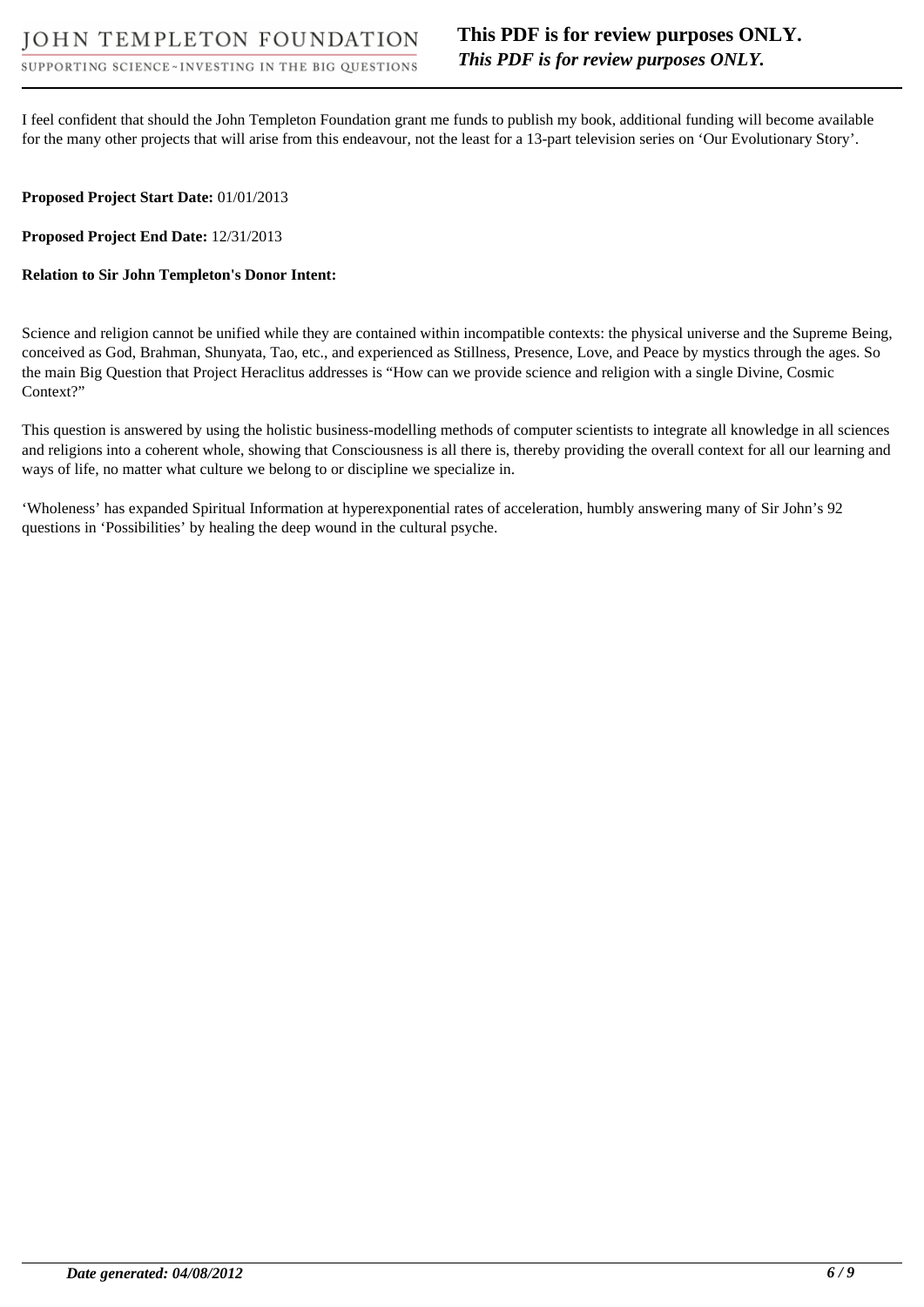I feel confident that should the John Templeton Foundation grant me funds to publish my book, additional funding will become available for the many other projects that will arise from this endeavour, not the least for a 13-part television series on 'Our Evolutionary Story'.

**Proposed Project Start Date:** 01/01/2013

**Proposed Project End Date:** 12/31/2013

**Relation to Sir John Templeton's Donor Intent:**

Science and religion cannot be unified while they are contained within incompatible contexts: the physical universe and the Supreme Being, conceived as God, Brahman, Shunyata, Tao, etc., and experienced as Stillness, Presence, Love, and Peace by mystics through the ages. So the main Big Question that Project Heraclitus addresses is "How can we provide science and religion with a single Divine, Cosmic Context?"

This question is answered by using the holistic business-modelling methods of computer scientists to integrate all knowledge in all sciences and religions into a coherent whole, showing that Consciousness is all there is, thereby providing the overall context for all our learning and ways of life, no matter what culture we belong to or discipline we specialize in.

'Wholeness' has expanded Spiritual Information at hyperexponential rates of acceleration, humbly answering many of Sir John's 92 questions in 'Possibilities' by healing the deep wound in the cultural psyche.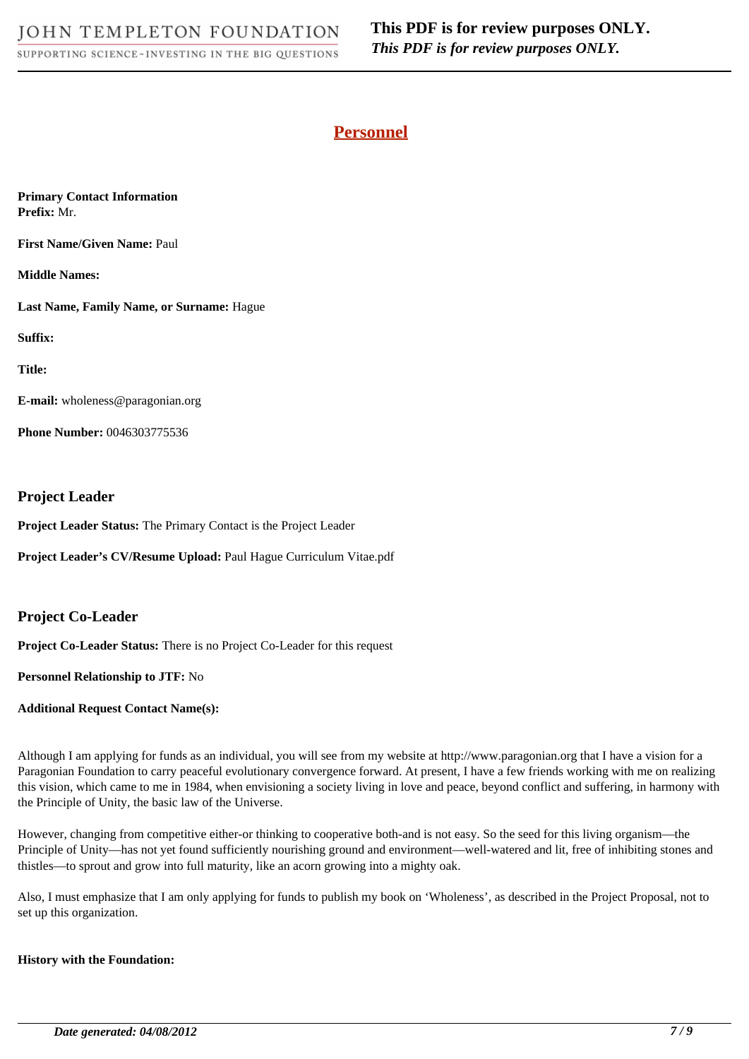# Personnel

**Primary Contact Information**
**Prefix:** Mr.

**First Name/Given Name:** Paul

**Middle Names:**

**Last Name, Family Name, or Surname:** Hague

**Suffix:**

**Title:**

**E-mail:** wholeness@paragonian.org

**Phone Number:** 0046303775536

## Project Leader

**Project Leader Status:** The Primary Contact is the Project Leader

**Project Leader's CV/Resume Upload:** Paul Hague Curriculum Vitae.pdf

## Project Co-Leader

**Project Co-Leader Status:** There is no Project Co-Leader for this request

**Personnel Relationship to JTF:** No

**Additional Request Contact Name(s):**

Although I am applying for funds as an individual, you will see from my website at http://www.paragonian.org that I have a vision for a Paragonian Foundation to carry peaceful evolutionary convergence forward. At present, I have a few friends working with me on realizing this vision, which came to me in 1984, when envisioning a society living in love and peace, beyond conflict and suffering, in harmony with the Principle of Unity, the basic law of the Universe.

However, changing from competitive either-or thinking to cooperative both-and is not easy. So the seed for this living organism—the Principle of Unity—has not yet found sufficiently nourishing ground and environment—well-watered and lit, free of inhibiting stones and thistles—to sprout and grow into full maturity, like an acorn growing into a mighty oak.

Also, I must emphasize that I am only applying for funds to publish my book on 'Wholeness', as described in the Project Proposal, not to set up this organization.

**History with the Foundation:**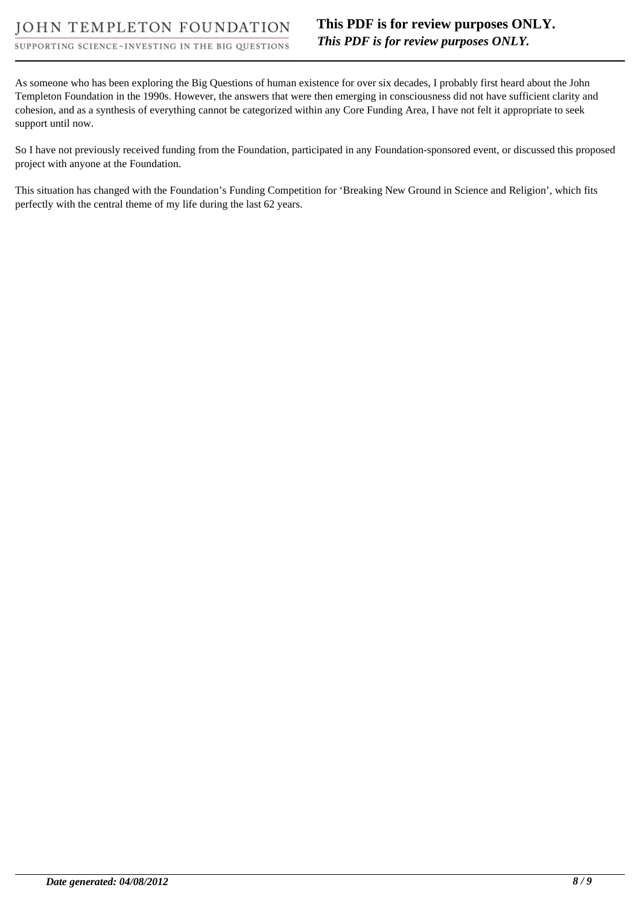As someone who has been exploring the Big Questions of human existence for over six decades, I probably first heard about the John Templeton Foundation in the 1990s. However, the answers that were then emerging in consciousness did not have sufficient clarity and cohesion, and as a synthesis of everything cannot be categorized within any Core Funding Area, I have not felt it appropriate to seek support until now.

So I have not previously received funding from the Foundation, participated in any Foundation-sponsored event, or discussed this proposed project with anyone at the Foundation.

This situation has changed with the Foundation's Funding Competition for 'Breaking New Ground in Science and Religion', which fits perfectly with the central theme of my life during the last 62 years.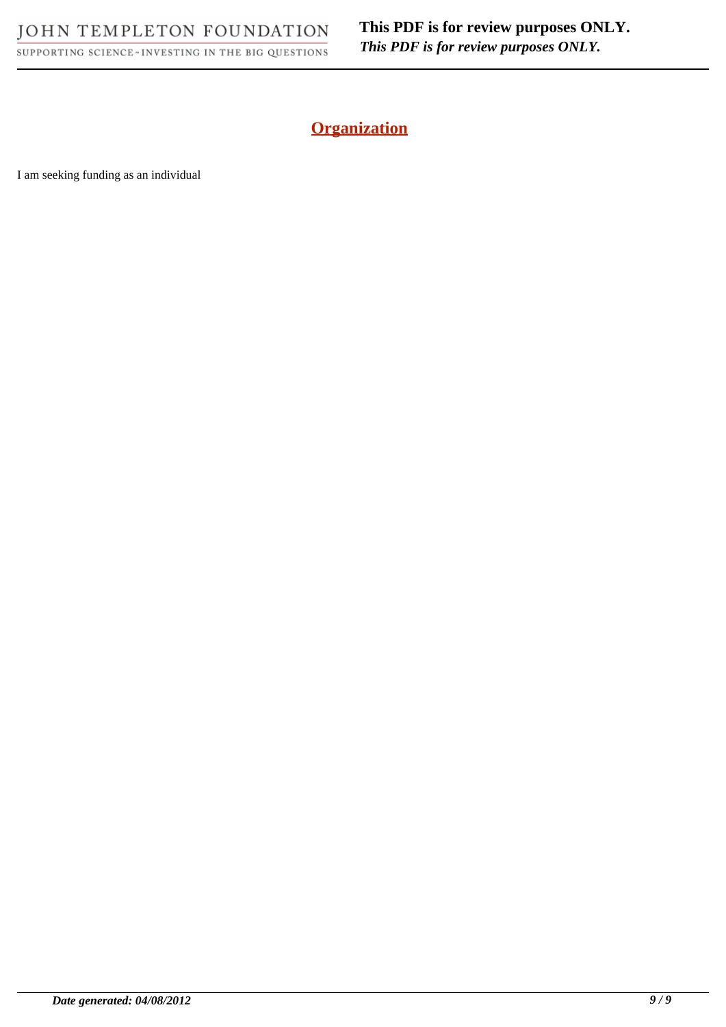## Organization

I am seeking funding as an individual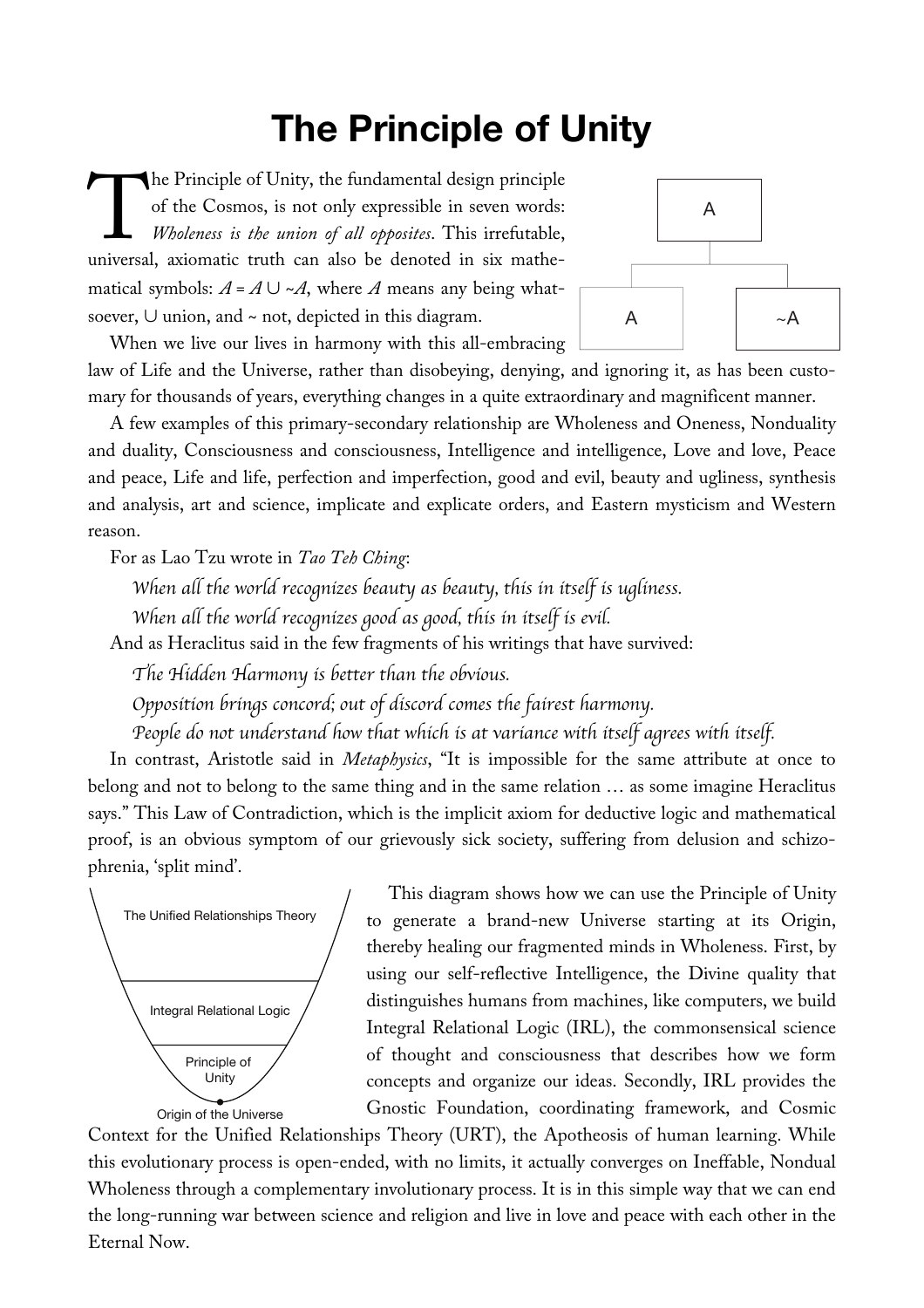# The Principle of Unity

The Principle of Unity, the fundamental design principle of the Cosmos, is not only expressible in seven words: *Wholeness is the union of all opposites*. This irrefutable, universal, axiomatic truth can also be denoted in six mathematical symbols: $A = A \cup {\sim}A$, where $A$ means any being whatsoever, $\cup$ union, and ~ not, depicted in this diagram.

A

A ~A

When we live our lives in harmony with this all-embracing law of Life and the Universe, rather than disobeying, denying, and ignoring it, as has been customary for thousands of years, everything changes in a quite extraordinary and magnificent manner.

A few examples of this primary-secondary relationship are Wholeness and Oneness, Nonduality and duality, Consciousness and consciousness, Intelligence and intelligence, Love and love, Peace and peace, Life and life, perfection and imperfection, good and evil, beauty and ugliness, synthesis and analysis, art and science, implicate and explicate orders, and Eastern mysticism and Western reason.

For as Lao Tzu wrote in *Tao Teh Ching*:

*When all the world recognizes beauty as beauty, this in itself is ugliness.*
*When all the world recognizes good as good, this in itself is evil.*

And as Heraclitus said in the few fragments of his writings that have survived:

*The Hidden Harmony is better than the obvious.*
*Opposition brings concord; out of discord comes the fairest harmony.*
*People do not understand how that which is at variance with itself agrees with itself.*

In contrast, Aristotle said in *Metaphysics*, "It is impossible for the same attribute at once to belong and not to belong to the same thing and in the same relation … as some imagine Heraclitus says." This Law of Contradiction, which is the implicit axiom for deductive logic and mathematical proof, is an obvious symptom of our grievously sick society, suffering from delusion and schizophrenia, 'split mind'.

The Unified Relationships Theory

Integral Relational Logic

Principle of Unity

Origin of the Universe

This diagram shows how we can use the Principle of Unity to generate a brand-new Universe starting at its Origin, thereby healing our fragmented minds in Wholeness. First, by using our self-reflective Intelligence, the Divine quality that distinguishes humans from machines, like computers, we build Integral Relational Logic (IRL), the commonsensical science of thought and consciousness that describes how we form concepts and organize our ideas. Secondly, IRL provides the Gnostic Foundation, coordinating framework, and Cosmic Context for the Unified Relationships Theory (URT), the Apotheosis of human learning. While this evolutionary process is open-ended, with no limits, it actually converges on Ineffable, Nondual Wholeness through a complementary involutionary process. It is in this simple way that we can end the long-running war between science and religion and live in love and peace with each other in the Eternal Now.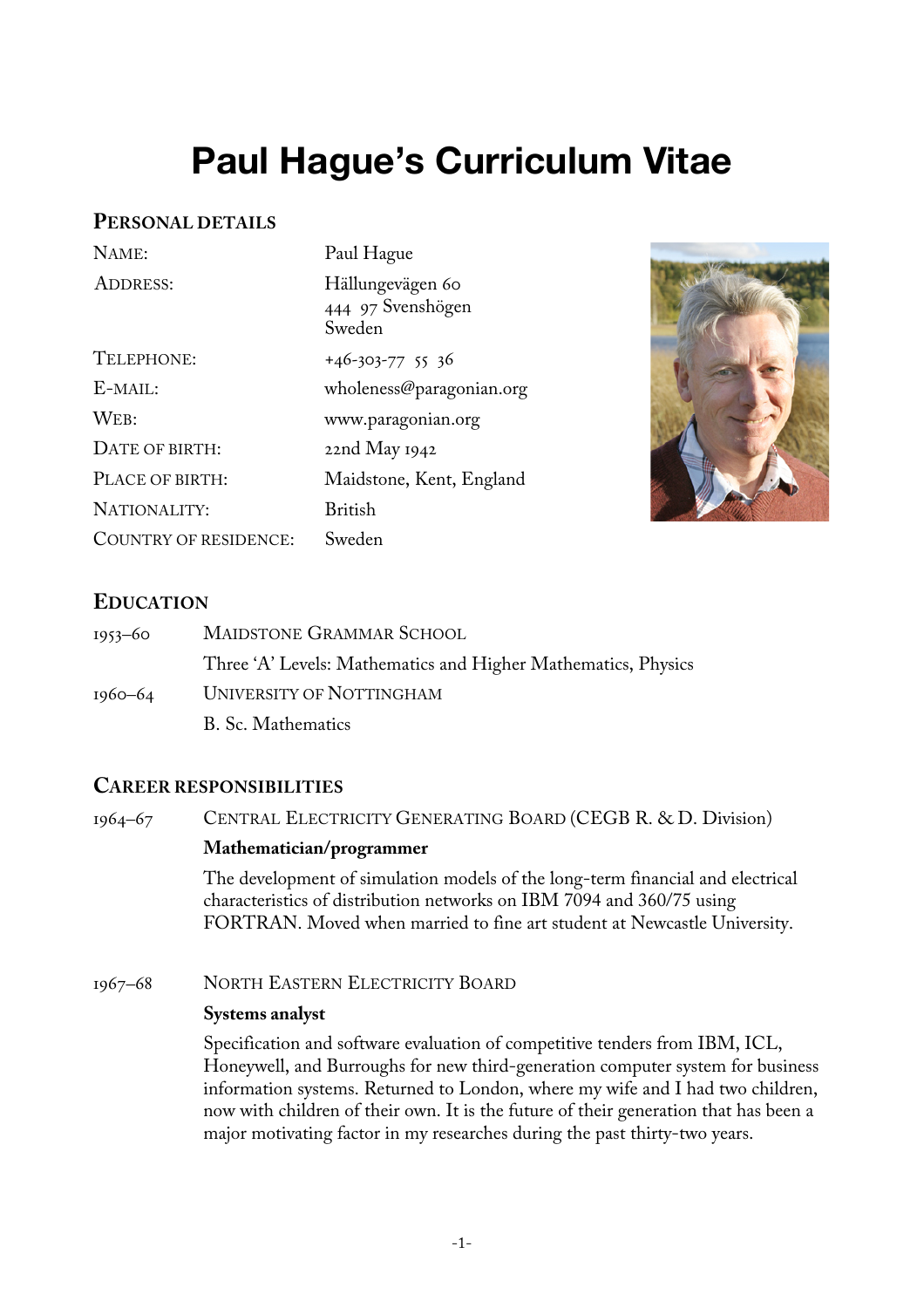# Paul Hague's Curriculum Vitae

## Personal Details

| | |
|---|---|
| Name: | Paul Hague |
| Address: | Hällungevägen 60<br>444 97 Svenshögen<br>Sweden |
| Telephone: | +46-303-77 55 36 |
| E-mail: | wholeness@paragonian.org |
| Web: | www.paragonian.org |
| Date of birth: | 22nd May 1942 |
| Place of birth: | Maidstone, Kent, England |
| Nationality: | British |
| Country of residence: | Sweden |

## Education

**1953–60** Maidstone Grammar School

Three 'A' Levels: Mathematics and Higher Mathematics, Physics

**1960–64** University of Nottingham

B. Sc. Mathematics

## Career Responsibilities

**1964–67** Central Electricity Generating Board (CEGB R. & D. Division)

**Mathematician/programmer**

The development of simulation models of the long-term financial and electrical characteristics of distribution networks on IBM 7094 and 360/75 using FORTRAN. Moved when married to fine art student at Newcastle University.

**1967–68** North Eastern Electricity Board

**Systems analyst**

Specification and software evaluation of competitive tenders from IBM, ICL, Honeywell, and Burroughs for new third-generation computer system for business information systems. Returned to London, where my wife and I had two children, now with children of their own. It is the future of their generation that has been a major motivating factor in my researches during the past thirty-two years.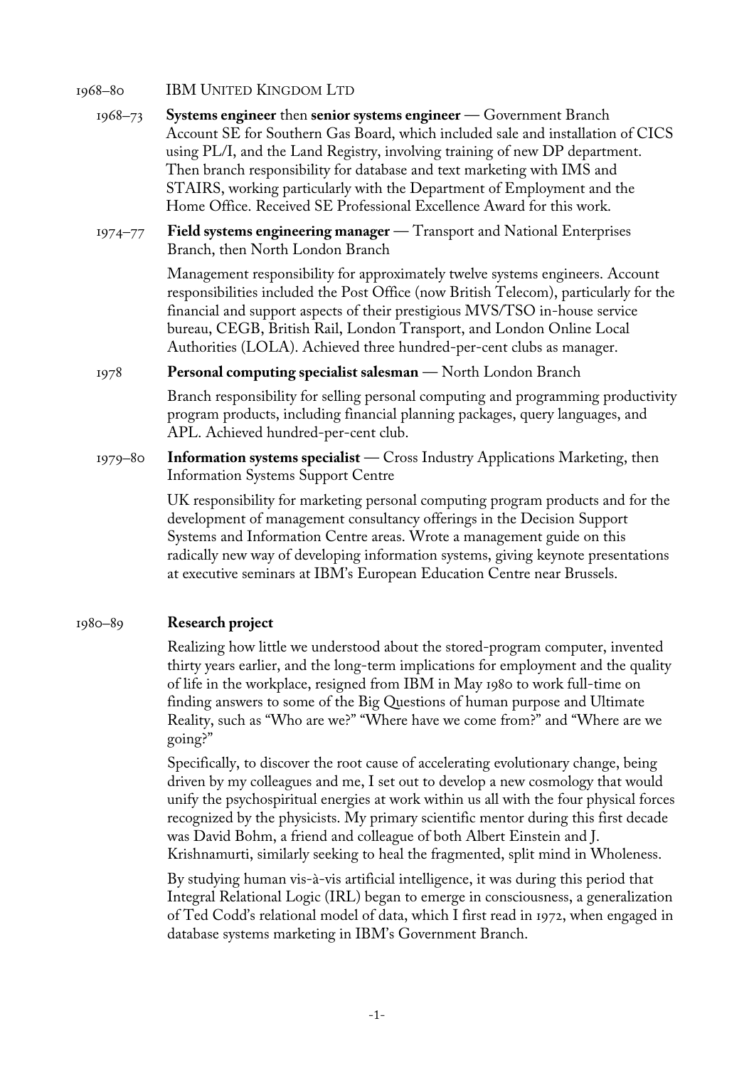1968–80 IBM UNITED KINGDOM LTD

1968–73 **Systems engineer** then **senior systems engineer** — Government Branch
Account SE for Southern Gas Board, which included sale and installation of CICS using PL/I, and the Land Registry, involving training of new DP department. Then branch responsibility for database and text marketing with IMS and STAIRS, working particularly with the Department of Employment and the Home Office. Received SE Professional Excellence Award for this work.

1974–77 **Field systems engineering manager** — Transport and National Enterprises Branch, then North London Branch

Management responsibility for approximately twelve systems engineers. Account responsibilities included the Post Office (now British Telecom), particularly for the financial and support aspects of their prestigious MVS/TSO in-house service bureau, CEGB, British Rail, London Transport, and London Online Local Authorities (LOLA). Achieved three hundred-per-cent clubs as manager.

1978 **Personal computing specialist salesman** — North London Branch

Branch responsibility for selling personal computing and programming productivity program products, including financial planning packages, query languages, and APL. Achieved hundred-per-cent club.

1979–80 **Information systems specialist** — Cross Industry Applications Marketing, then Information Systems Support Centre

UK responsibility for marketing personal computing program products and for the development of management consultancy offerings in the Decision Support Systems and Information Centre areas. Wrote a management guide on this radically new way of developing information systems, giving keynote presentations at executive seminars at IBM's European Education Centre near Brussels.

1980–89 **Research project**

Realizing how little we understood about the stored-program computer, invented thirty years earlier, and the long-term implications for employment and the quality of life in the workplace, resigned from IBM in May 1980 to work full-time on finding answers to some of the Big Questions of human purpose and Ultimate Reality, such as "Who are we?" "Where have we come from?" and "Where are we going?"

Specifically, to discover the root cause of accelerating evolutionary change, being driven by my colleagues and me, I set out to develop a new cosmology that would unify the psychospiritual energies at work within us all with the four physical forces recognized by the physicists. My primary scientific mentor during this first decade was David Bohm, a friend and colleague of both Albert Einstein and J. Krishnamurti, similarly seeking to heal the fragmented, split mind in Wholeness.

By studying human vis-à-vis artificial intelligence, it was during this period that Integral Relational Logic (IRL) began to emerge in consciousness, a generalization of Ted Codd's relational model of data, which I first read in 1972, when engaged in database systems marketing in IBM's Government Branch.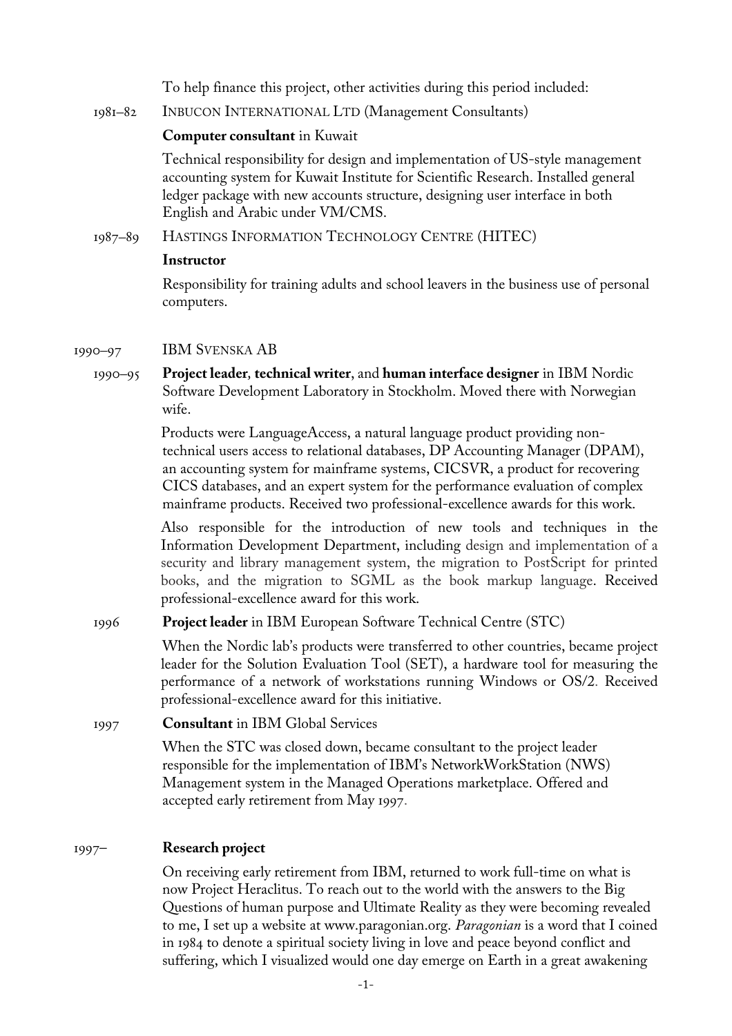To help finance this project, other activities during this period included:

1981–82 INBUCON INTERNATIONAL LTD (Management Consultants)

**Computer consultant** in Kuwait

Technical responsibility for design and implementation of US-style management accounting system for Kuwait Institute for Scientific Research. Installed general ledger package with new accounts structure, designing user interface in both English and Arabic under VM/CMS.

1987–89 HASTINGS INFORMATION TECHNOLOGY CENTRE (HITEC)

**Instructor**

Responsibility for training adults and school leavers in the business use of personal computers.

1990–97 IBM SVENSKA AB

1990–95 **Project leader**, **technical writer**, and **human interface designer** in IBM Nordic Software Development Laboratory in Stockholm. Moved there with Norwegian wife.

Products were LanguageAccess, a natural language product providing non-technical users access to relational databases, DP Accounting Manager (DPAM), an accounting system for mainframe systems, CICSVR, a product for recovering CICS databases, and an expert system for the performance evaluation of complex mainframe products. Received two professional-excellence awards for this work.

Also responsible for the introduction of new tools and techniques in the Information Development Department, including design and implementation of a security and library management system, the migration to PostScript for printed books, and the migration to SGML as the book markup language. Received professional-excellence award for this work.

1996 **Project leader** in IBM European Software Technical Centre (STC)

When the Nordic lab's products were transferred to other countries, became project leader for the Solution Evaluation Tool (SET), a hardware tool for measuring the performance of a network of workstations running Windows or OS/2. Received professional-excellence award for this initiative.

1997 **Consultant** in IBM Global Services

When the STC was closed down, became consultant to the project leader responsible for the implementation of IBM's NetworkWorkStation (NWS) Management system in the Managed Operations marketplace. Offered and accepted early retirement from May 1997.

1997– **Research project**

On receiving early retirement from IBM, returned to work full-time on what is now Project Heraclitus. To reach out to the world with the answers to the Big Questions of human purpose and Ultimate Reality as they were becoming revealed to me, I set up a website at www.paragonian.org. *Paragonian* is a word that I coined in 1984 to denote a spiritual society living in love and peace beyond conflict and suffering, which I visualized would one day emerge on Earth in a great awakening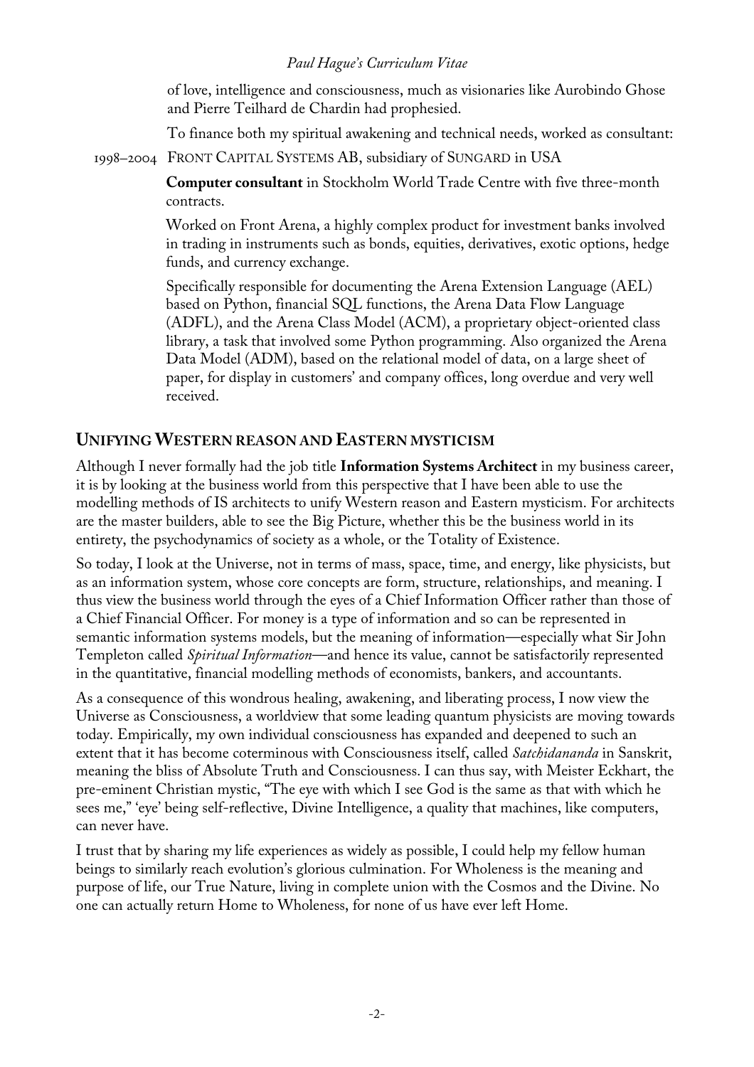of love, intelligence and consciousness, much as visionaries like Aurobindo Ghose and Pierre Teilhard de Chardin had prophesied.

To finance both my spiritual awakening and technical needs, worked as consultant:

1998–2004 FRONT CAPITAL SYSTEMS AB, subsidiary of SUNGARD in USA

**Computer consultant** in Stockholm World Trade Centre with five three-month contracts.

Worked on Front Arena, a highly complex product for investment banks involved in trading in instruments such as bonds, equities, derivatives, exotic options, hedge funds, and currency exchange.

Specifically responsible for documenting the Arena Extension Language (AEL) based on Python, financial SQL functions, the Arena Data Flow Language (ADFL), and the Arena Class Model (ACM), a proprietary object-oriented class library, a task that involved some Python programming. Also organized the Arena Data Model (ADM), based on the relational model of data, on a large sheet of paper, for display in customers' and company offices, long overdue and very well received.

## UNIFYING WESTERN REASON AND EASTERN MYSTICISM

Although I never formally had the job title **Information Systems Architect** in my business career, it is by looking at the business world from this perspective that I have been able to use the modelling methods of IS architects to unify Western reason and Eastern mysticism. For architects are the master builders, able to see the Big Picture, whether this be the business world in its entirety, the psychodynamics of society as a whole, or the Totality of Existence.

So today, I look at the Universe, not in terms of mass, space, time, and energy, like physicists, but as an information system, whose core concepts are form, structure, relationships, and meaning. I thus view the business world through the eyes of a Chief Information Officer rather than those of a Chief Financial Officer. For money is a type of information and so can be represented in semantic information systems models, but the meaning of information—especially what Sir John Templeton called *Spiritual Information*—and hence its value, cannot be satisfactorily represented in the quantitative, financial modelling methods of economists, bankers, and accountants.

As a consequence of this wondrous healing, awakening, and liberating process, I now view the Universe as Consciousness, a worldview that some leading quantum physicists are moving towards today. Empirically, my own individual consciousness has expanded and deepened to such an extent that it has become coterminous with Consciousness itself, called *Satchidananda* in Sanskrit, meaning the bliss of Absolute Truth and Consciousness. I can thus say, with Meister Eckhart, the pre-eminent Christian mystic, "The eye with which I see God is the same as that with which he sees me," 'eye' being self-reflective, Divine Intelligence, a quality that machines, like computers, can never have.

I trust that by sharing my life experiences as widely as possible, I could help my fellow human beings to similarly reach evolution's glorious culmination. For Wholeness is the meaning and purpose of life, our True Nature, living in complete union with the Cosmos and the Divine. No one can actually return Home to Wholeness, for none of us have ever left Home.